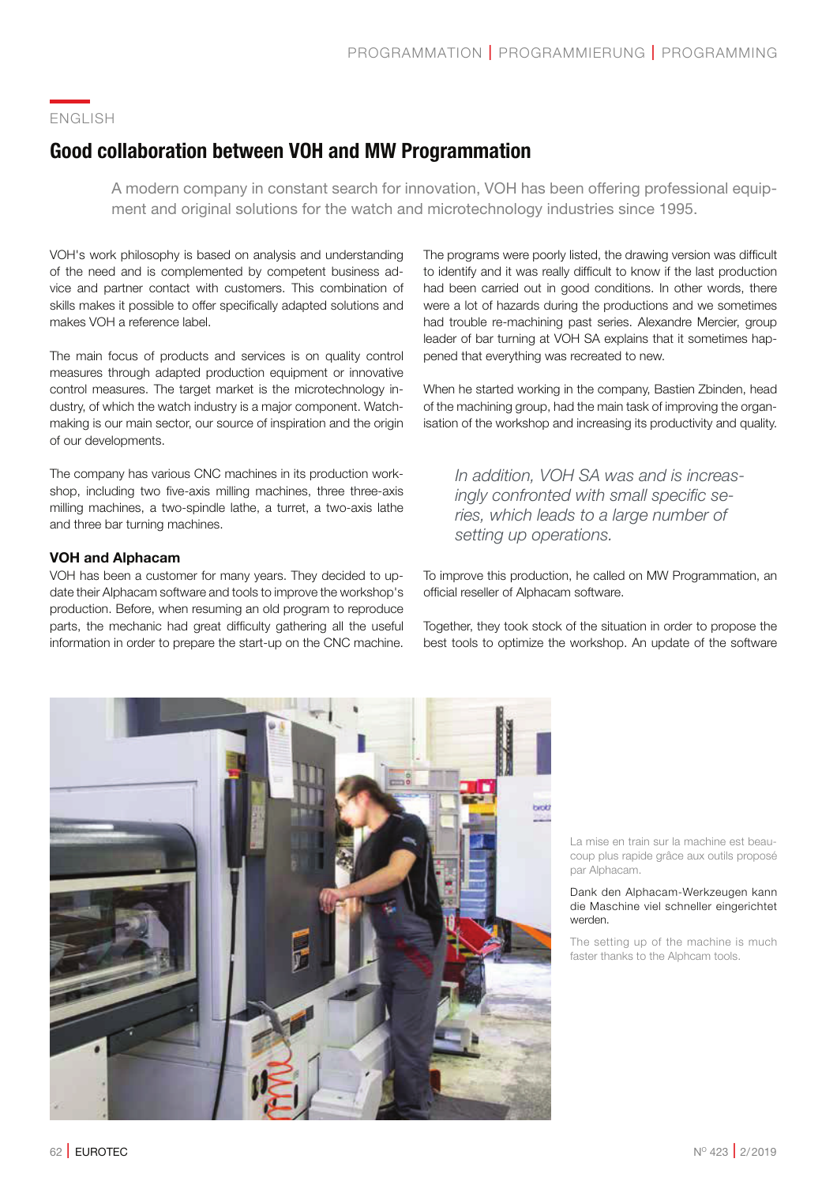ENGLISH

# Good collaboration between VOH and MW Programmation

A modern company in constant search for innovation, VOH has been offering professional equipment and original solutions for the watch and microtechnology industries since 1995.

VOH's work philosophy is based on analysis and understanding of the need and is complemented by competent business advice and partner contact with customers. This combination of skills makes it possible to offer specifically adapted solutions and makes VOH a reference label.

The main focus of products and services is on quality control measures through adapted production equipment or innovative control measures. The target market is the microtechnology industry, of which the watch industry is a major component. Watchmaking is our main sector, our source of inspiration and the origin of our developments.

The company has various CNC machines in its production workshop, including two five-axis milling machines, three three-axis milling machines, a two-spindle lathe, a turret, a two-axis lathe and three bar turning machines.

## VOH and Alphacam

VOH has been a customer for many years. They decided to update their Alphacam software and tools to improve the workshop's production. Before, when resuming an old program to reproduce parts, the mechanic had great difficulty gathering all the useful information in order to prepare the start-up on the CNC machine. The programs were poorly listed, the drawing version was difficult to identify and it was really difficult to know if the last production had been carried out in good conditions. In other words, there were a lot of hazards during the productions and we sometimes had trouble re-machining past series. Alexandre Mercier, group leader of bar turning at VOH SA explains that it sometimes happened that everything was recreated to new.

When he started working in the company, Bastien Zbinden, head of the machining group, had the main task of improving the organisation of the workshop and increasing its productivity and quality.

*In addition, VOH SA was and is increasingly confronted with small specific series, which leads to a large number of setting up operations.*

To improve this production, he called on MW Programmation, an official reseller of Alphacam software.

Together, they took stock of the situation in order to propose the best tools to optimize the workshop. An update of the software

La mise en train sur la machine est beaucoup plus rapide grâce aux outils proposé par Alphacam.

Dank den Alphacam-Werkzeugen kann die Maschine viel schneller eingerichtet werden.

The setting up of the machine is much faster thanks to the Alphcam tools.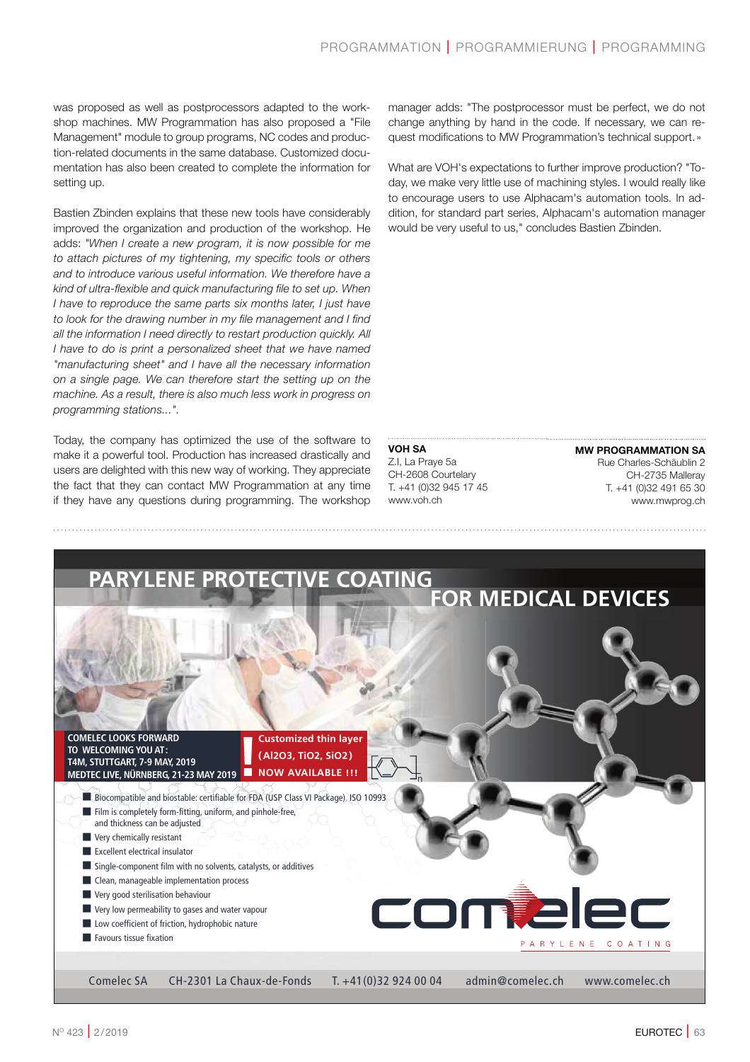was proposed as well as postprocessors adapted to the workshop machines. MW Programmation has also proposed a "File Management" module to group programs, NC codes and production-related documents in the same database. Customized documentation has also been created to complete the information for setting up.

Bastien Zbinden explains that these new tools have considerably improved the organization and production of the workshop. He adds: "*When I create a new program, it is now possible for me to attach pictures of my tightening, my specific tools or others and to introduce various useful information. We therefore have a kind of ultra-flexible and quick manufacturing file to set up. When I have to reproduce the same parts six months later, I just have to look for the drawing number in my file management and I find all the information I need directly to restart production quickly. All I have to do is print a personalized sheet that we have named "manufacturing sheet" and I have all the necessary information on a single page. We can therefore start the setting up on the machine. As a result, there is also much less work in progress on programming stations...*".

Today, the company has optimized the use of the software to make it a powerful tool. Production has increased drastically and users are delighted with this new way of working. They appreciate the fact that they can contact MW Programmation at any time if they have any questions during programming. The workshop manager adds: "The postprocessor must be perfect, we do not change anything by hand in the code. If necessary, we can request modifications to MW Programmation's technical support.»

What are VOH's expectations to further improve production? "Today, we make very little use of machining styles. I would really like to encourage users to use Alphacam's automation tools. In addition, for standard part series, Alphacam's automation manager would be very useful to us," concludes Bastien Zbinden.

**VOH SA**
Z.I, La Praye 5a
CH-2608 Courtelary
T. +41 (0)32 945 17 45
www.voh.ch

**MW PROGRAMMATION SA**
Rue Charles-Schäublin 2
CH-2735 Malleray
T. +41 (0)32 491 65 30
www.mwprog.ch

---

**PARYLENE PROTECTIVE COATING FOR MEDICAL DEVICES**

**COMELEC LOOKS FORWARD TO WELCOMING YOU AT: T4M, STUTTGART, 7-9 MAY, 2019 MEDTEC LIVE, NÜRNBERG, 21-23 MAY 2019**

**Customized thin layer ($Al_2O_3$, $TiO_2$, $SiO_2$) NOW AVAILABLE !!!**

- Biocompatible and biostable: certifiable for FDA (USP Class VI Package), ISO 10993
- Film is completely form-fitting, uniform, and pinhole-free, and thickness can be adjusted
- Very chemically resistant
- Excellent electrical insulator
- Single-component film with no solvents, catalysts, or additives
- Clean, manageable implementation process
- Very good sterilisation behaviour
- Very low permeability to gases and water vapour
- Low coefficient of friction, hydrophobic nature
- Favours tissue fixation

comelec
PARYLENE COATING

Comelec SA CH-2301 La Chaux-de-Fonds T. +41(0)32 924 00 04 admin@comelec.ch www.comelec.ch